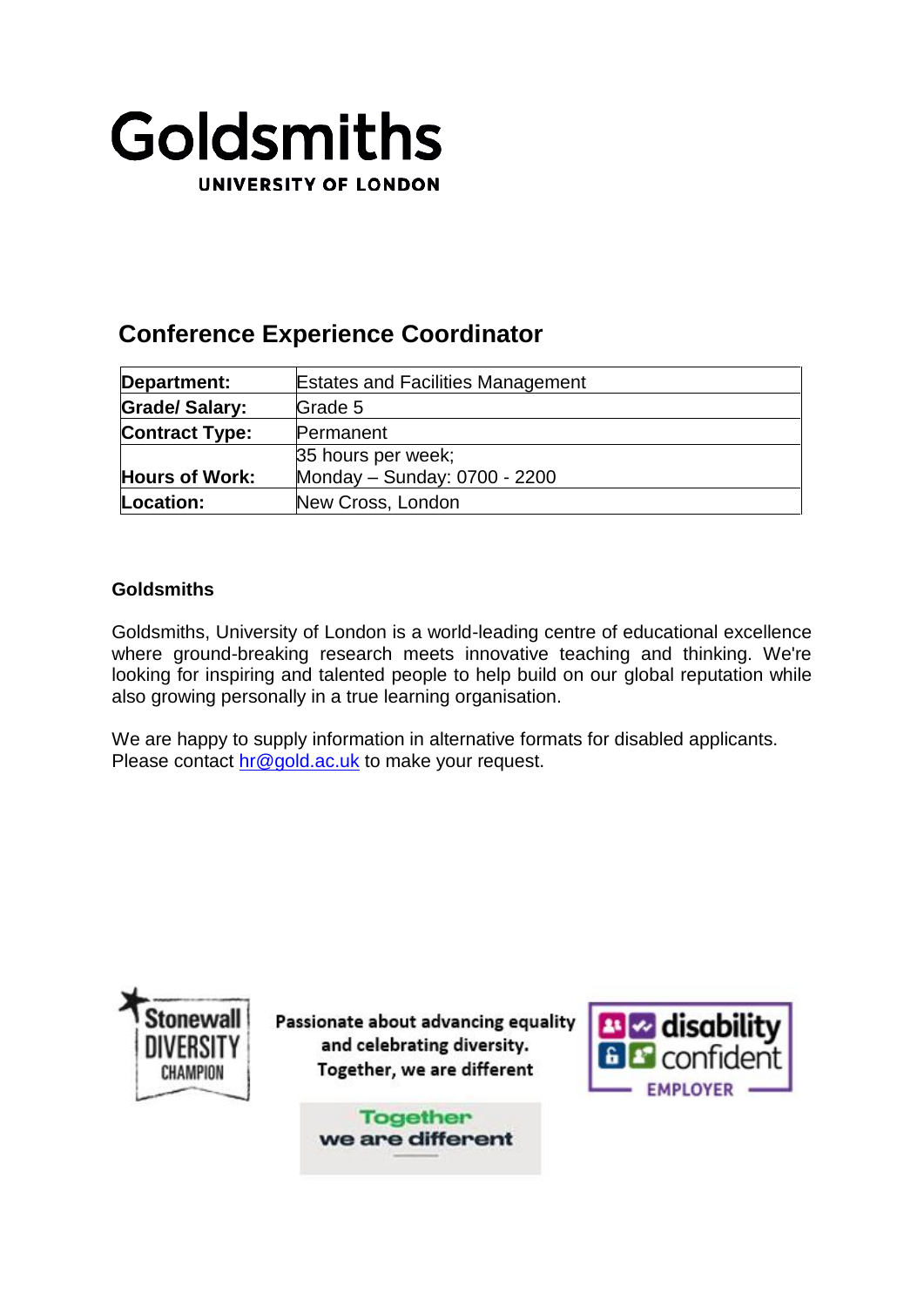# Goldsmiths

UNIVERSITY OF LONDON

## Conference Experience Coordinator

| | |
|---|---|
| **Department:** | Estates and Facilities Management |
| **Grade/ Salary:** | Grade 5 |
| **Contract Type:** | Permanent |
| **Hours of Work:** | 35 hours per week;<br>Monday – Sunday: 0700 - 2200 |
| **Location:** | New Cross, London |

### Goldsmiths

Goldsmiths, University of London is a world-leading centre of educational excellence where ground-breaking research meets innovative teaching and thinking. We're looking for inspiring and talented people to help build on our global reputation while also growing personally in a true learning organisation.

We are happy to supply information in alternative formats for disabled applicants. Please contact hr@gold.ac.uk to make your request.

Stonewall DIVERSITY CHAMPION

Passionate about advancing equality and celebrating diversity. Together, we are different

disability confident EMPLOYER

Together we are different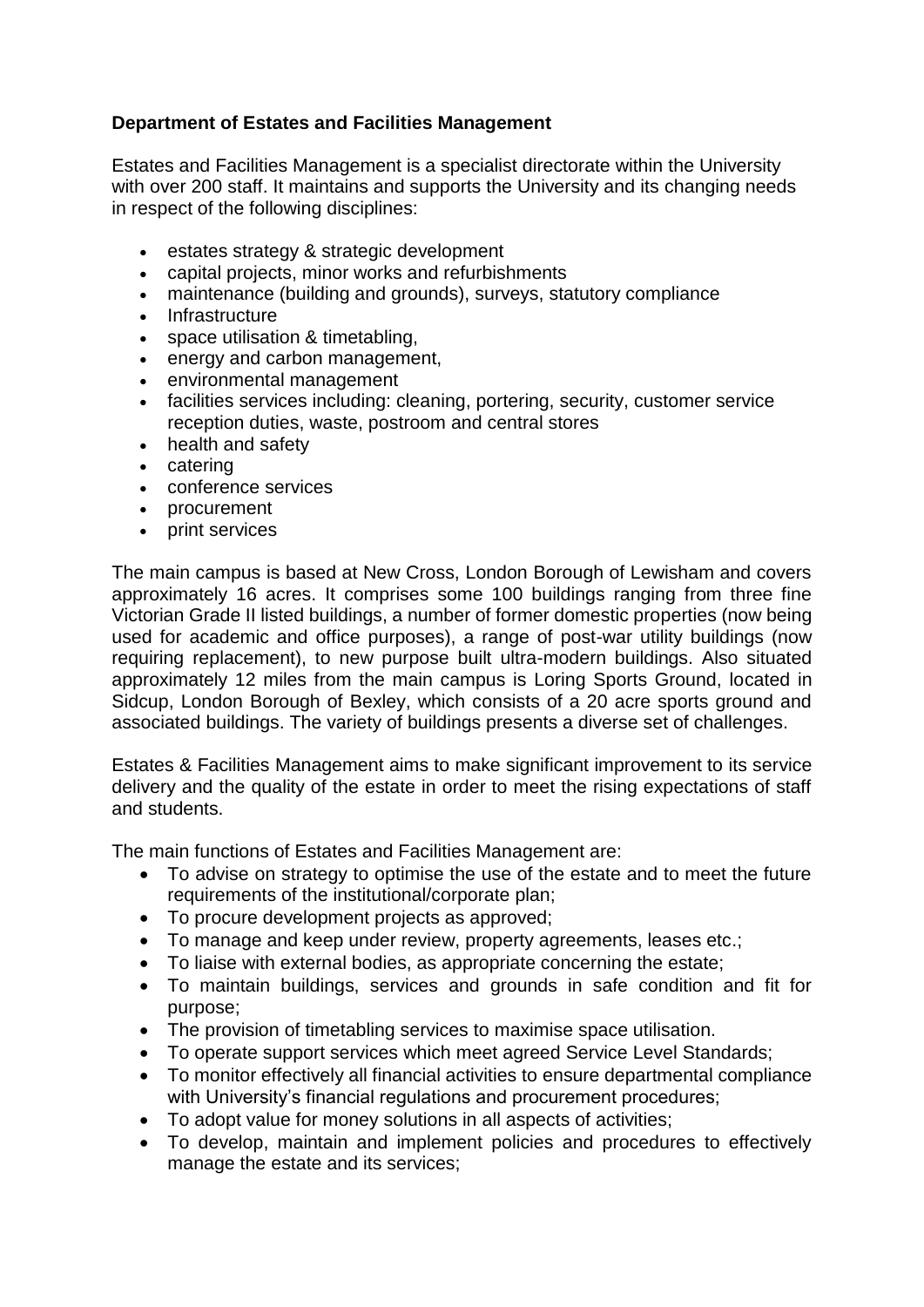**Department of Estates and Facilities Management**

Estates and Facilities Management is a specialist directorate within the University with over 200 staff. It maintains and supports the University and its changing needs in respect of the following disciplines:

- estates strategy & strategic development
- capital projects, minor works and refurbishments
- maintenance (building and grounds), surveys, statutory compliance
- Infrastructure
- space utilisation & timetabling,
- energy and carbon management,
- environmental management
- facilities services including: cleaning, portering, security, customer service reception duties, waste, postroom and central stores
- health and safety
- catering
- conference services
- procurement
- print services

The main campus is based at New Cross, London Borough of Lewisham and covers approximately 16 acres. It comprises some 100 buildings ranging from three fine Victorian Grade II listed buildings, a number of former domestic properties (now being used for academic and office purposes), a range of post-war utility buildings (now requiring replacement), to new purpose built ultra-modern buildings. Also situated approximately 12 miles from the main campus is Loring Sports Ground, located in Sidcup, London Borough of Bexley, which consists of a 20 acre sports ground and associated buildings. The variety of buildings presents a diverse set of challenges.

Estates & Facilities Management aims to make significant improvement to its service delivery and the quality of the estate in order to meet the rising expectations of staff and students.

The main functions of Estates and Facilities Management are:

- To advise on strategy to optimise the use of the estate and to meet the future requirements of the institutional/corporate plan;
- To procure development projects as approved;
- To manage and keep under review, property agreements, leases etc.;
- To liaise with external bodies, as appropriate concerning the estate;
- To maintain buildings, services and grounds in safe condition and fit for purpose;
- The provision of timetabling services to maximise space utilisation.
- To operate support services which meet agreed Service Level Standards;
- To monitor effectively all financial activities to ensure departmental compliance with University's financial regulations and procurement procedures;
- To adopt value for money solutions in all aspects of activities;
- To develop, maintain and implement policies and procedures to effectively manage the estate and its services;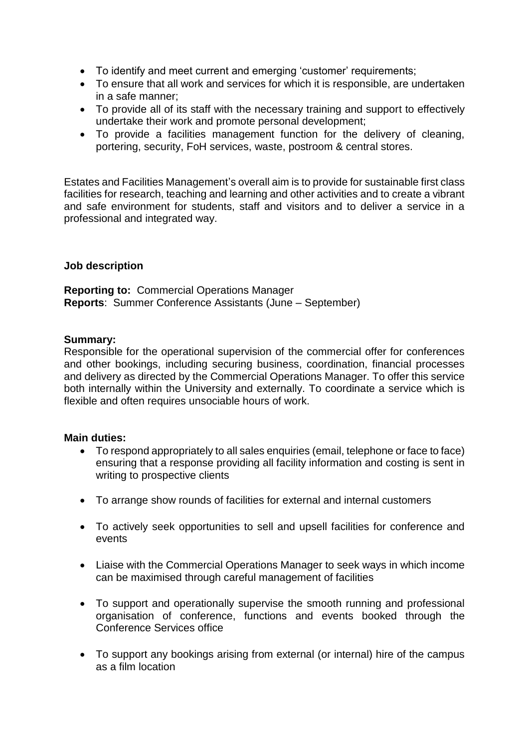- To identify and meet current and emerging 'customer' requirements;
- To ensure that all work and services for which it is responsible, are undertaken in a safe manner;
- To provide all of its staff with the necessary training and support to effectively undertake their work and promote personal development;
- To provide a facilities management function for the delivery of cleaning, portering, security, FoH services, waste, postroom & central stores.

Estates and Facilities Management's overall aim is to provide for sustainable first class facilities for research, teaching and learning and other activities and to create a vibrant and safe environment for students, staff and visitors and to deliver a service in a professional and integrated way.

**Job description**

**Reporting to:** Commercial Operations Manager
**Reports**: Summer Conference Assistants (June – September)

**Summary:**
Responsible for the operational supervision of the commercial offer for conferences and other bookings, including securing business, coordination, financial processes and delivery as directed by the Commercial Operations Manager. To offer this service both internally within the University and externally. To coordinate a service which is flexible and often requires unsociable hours of work.

**Main duties:**

- To respond appropriately to all sales enquiries (email, telephone or face to face) ensuring that a response providing all facility information and costing is sent in writing to prospective clients
- To arrange show rounds of facilities for external and internal customers
- To actively seek opportunities to sell and upsell facilities for conference and events
- Liaise with the Commercial Operations Manager to seek ways in which income can be maximised through careful management of facilities
- To support and operationally supervise the smooth running and professional organisation of conference, functions and events booked through the Conference Services office
- To support any bookings arising from external (or internal) hire of the campus as a film location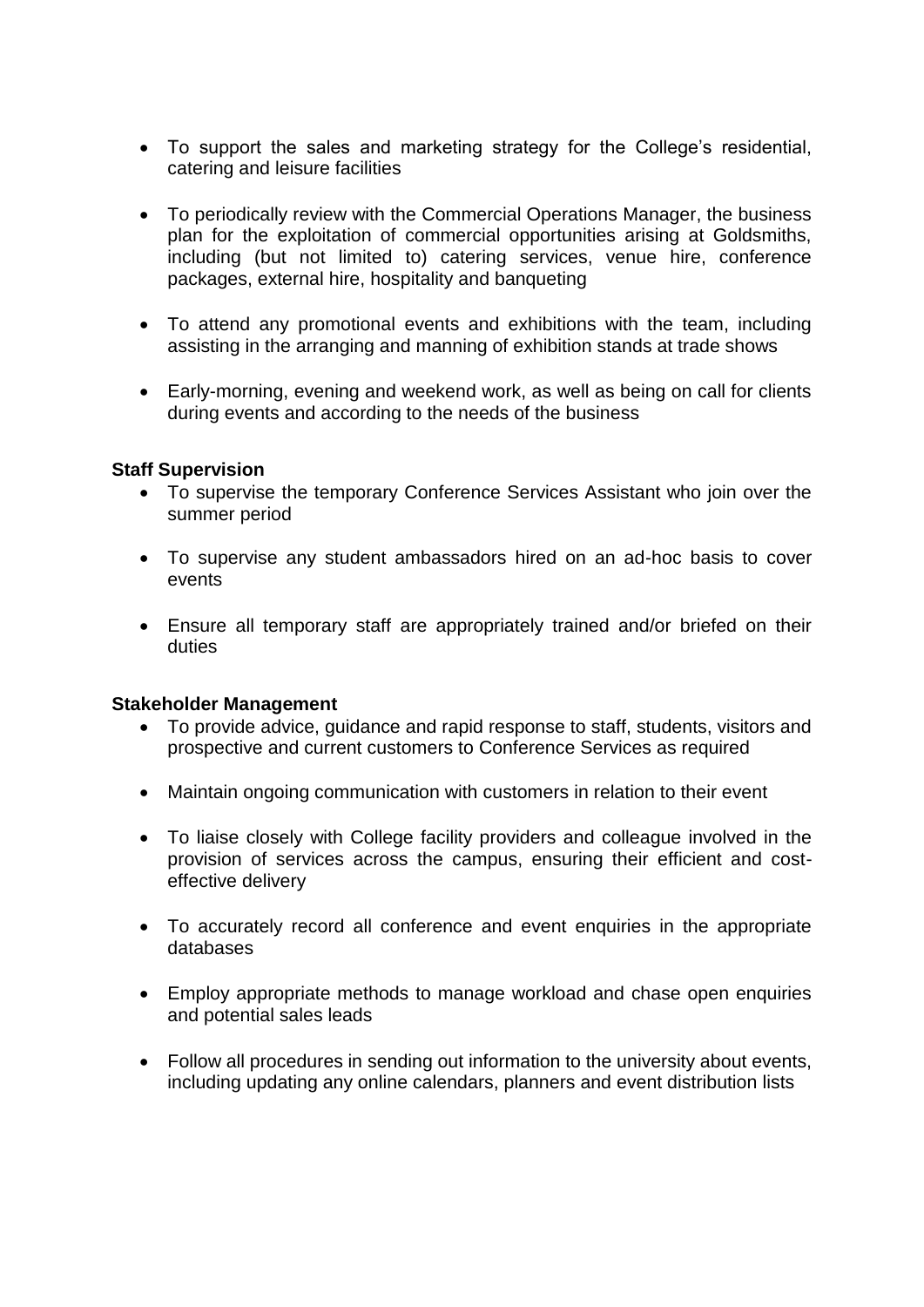- To support the sales and marketing strategy for the College's residential, catering and leisure facilities

- To periodically review with the Commercial Operations Manager, the business plan for the exploitation of commercial opportunities arising at Goldsmiths, including (but not limited to) catering services, venue hire, conference packages, external hire, hospitality and banqueting

- To attend any promotional events and exhibitions with the team, including assisting in the arranging and manning of exhibition stands at trade shows

- Early-morning, evening and weekend work, as well as being on call for clients during events and according to the needs of the business

**Staff Supervision**

- To supervise the temporary Conference Services Assistant who join over the summer period

- To supervise any student ambassadors hired on an ad-hoc basis to cover events

- Ensure all temporary staff are appropriately trained and/or briefed on their duties

**Stakeholder Management**

- To provide advice, guidance and rapid response to staff, students, visitors and prospective and current customers to Conference Services as required

- Maintain ongoing communication with customers in relation to their event

- To liaise closely with College facility providers and colleague involved in the provision of services across the campus, ensuring their efficient and cost-effective delivery

- To accurately record all conference and event enquiries in the appropriate databases

- Employ appropriate methods to manage workload and chase open enquiries and potential sales leads

- Follow all procedures in sending out information to the university about events, including updating any online calendars, planners and event distribution lists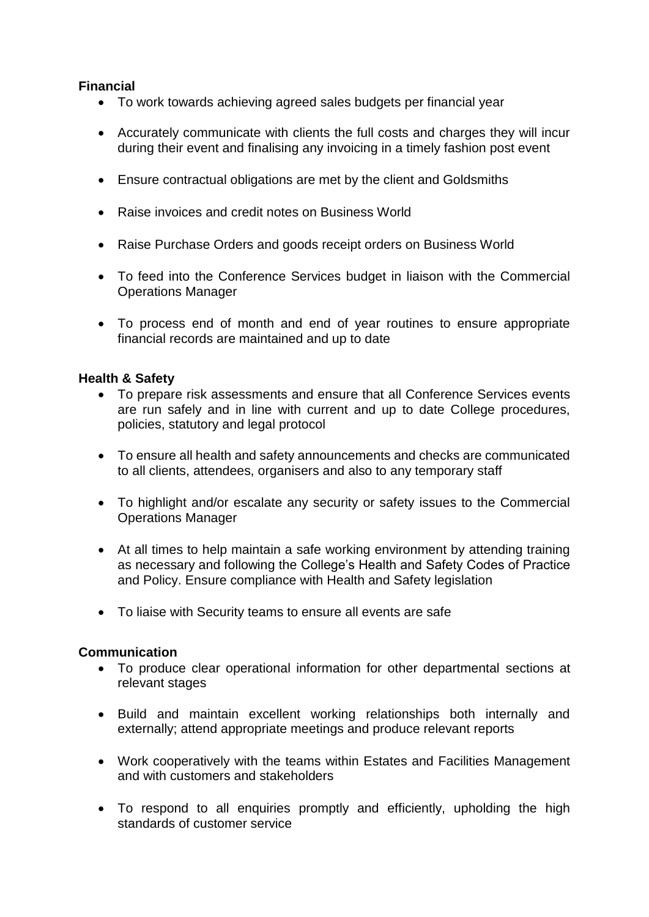**Financial**

- To work towards achieving agreed sales budgets per financial year
- Accurately communicate with clients the full costs and charges they will incur during their event and finalising any invoicing in a timely fashion post event
- Ensure contractual obligations are met by the client and Goldsmiths
- Raise invoices and credit notes on Business World
- Raise Purchase Orders and goods receipt orders on Business World
- To feed into the Conference Services budget in liaison with the Commercial Operations Manager
- To process end of month and end of year routines to ensure appropriate financial records are maintained and up to date

**Health & Safety**

- To prepare risk assessments and ensure that all Conference Services events are run safely and in line with current and up to date College procedures, policies, statutory and legal protocol
- To ensure all health and safety announcements and checks are communicated to all clients, attendees, organisers and also to any temporary staff
- To highlight and/or escalate any security or safety issues to the Commercial Operations Manager
- At all times to help maintain a safe working environment by attending training as necessary and following the College's Health and Safety Codes of Practice and Policy. Ensure compliance with Health and Safety legislation
- To liaise with Security teams to ensure all events are safe

**Communication**

- To produce clear operational information for other departmental sections at relevant stages
- Build and maintain excellent working relationships both internally and externally; attend appropriate meetings and produce relevant reports
- Work cooperatively with the teams within Estates and Facilities Management and with customers and stakeholders
- To respond to all enquiries promptly and efficiently, upholding the high standards of customer service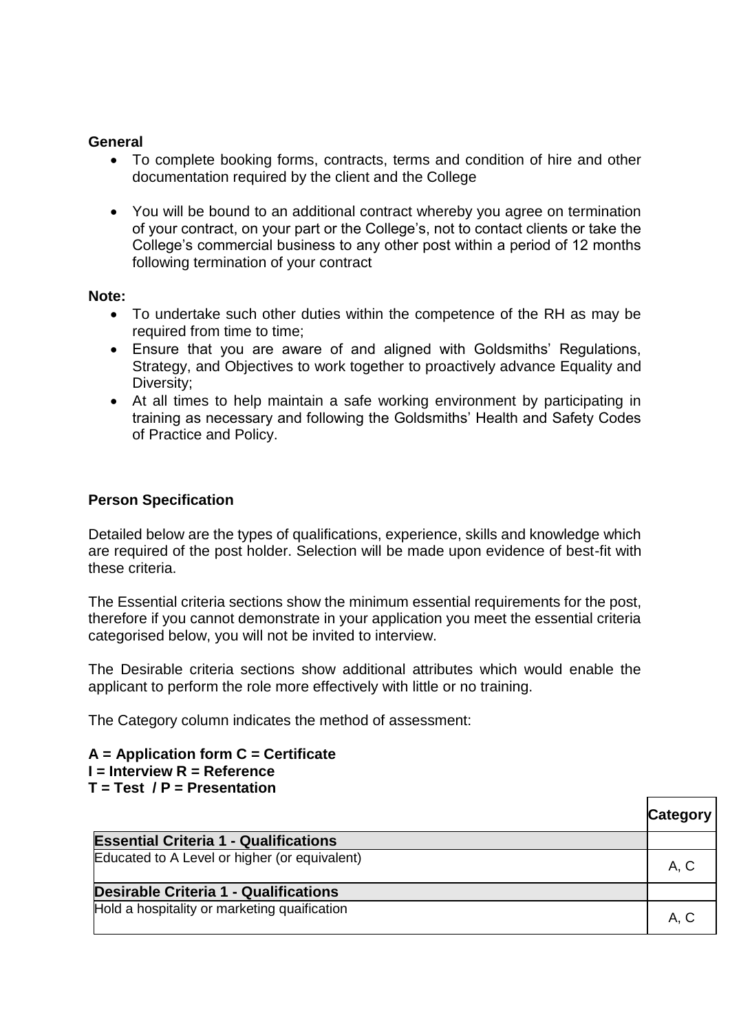**General**

- To complete booking forms, contracts, terms and condition of hire and other documentation required by the client and the College

- You will be bound to an additional contract whereby you agree on termination of your contract, on your part or the College's, not to contact clients or take the College's commercial business to any other post within a period of 12 months following termination of your contract

**Note:**

- To undertake such other duties within the competence of the RH as may be required from time to time;
- Ensure that you are aware of and aligned with Goldsmiths' Regulations, Strategy, and Objectives to work together to proactively advance Equality and Diversity;
- At all times to help maintain a safe working environment by participating in training as necessary and following the Goldsmiths' Health and Safety Codes of Practice and Policy.

**Person Specification**

Detailed below are the types of qualifications, experience, skills and knowledge which are required of the post holder. Selection will be made upon evidence of best-fit with these criteria.

The Essential criteria sections show the minimum essential requirements for the post, therefore if you cannot demonstrate in your application you meet the essential criteria categorised below, you will not be invited to interview.

The Desirable criteria sections show additional attributes which would enable the applicant to perform the role more effectively with little or no training.

The Category column indicates the method of assessment:

**A = Application form C = Certificate**
**I = Interview R = Reference**
**T = Test / P = Presentation**

| | Category |
|---|---|
| **Essential Criteria 1 - Qualifications** | |
| Educated to A Level or higher (or equivalent) | A, C |
| **Desirable Criteria 1 - Qualifications** | |
| Hold a hospitality or marketing quaification | A, C |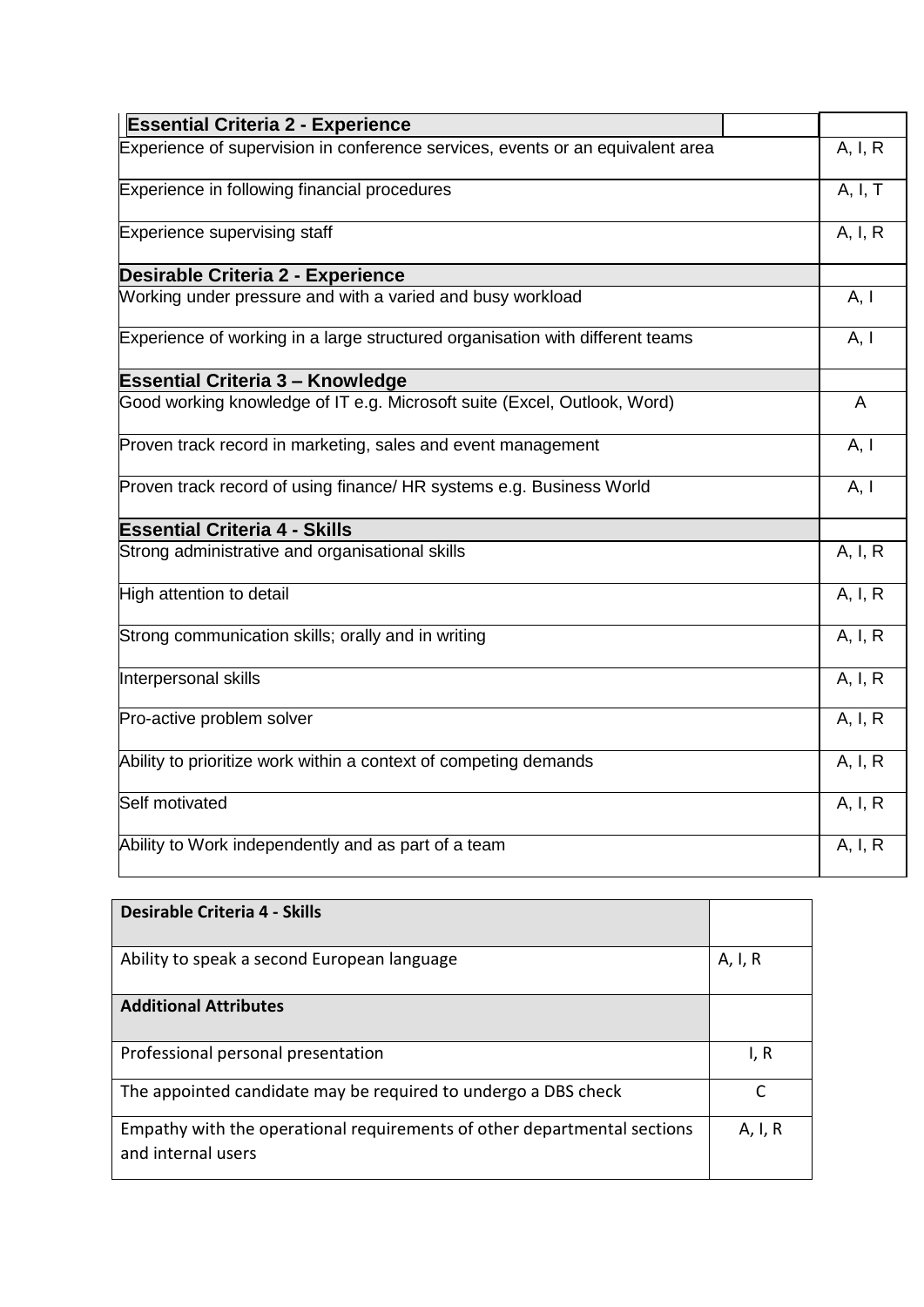| **Essential Criteria 2 - Experience** | |
|---|---|
| Experience of supervision in conference services, events or an equivalent area | A, I, R |
| Experience in following financial procedures | A, I, T |
| Experience supervising staff | A, I, R |
| **Desirable Criteria 2 - Experience** | |
| Working under pressure and with a varied and busy workload | A, I |
| Experience of working in a large structured organisation with different teams | A, I |
| **Essential Criteria 3 – Knowledge** | |
| Good working knowledge of IT e.g. Microsoft suite (Excel, Outlook, Word) | A |
| Proven track record in marketing, sales and event management | A, I |
| Proven track record of using finance/ HR systems e.g. Business World | A, I |
| **Essential Criteria 4 - Skills** | |
| Strong administrative and organisational skills | A, I, R |
| High attention to detail | A, I, R |
| Strong communication skills; orally and in writing | A, I, R |
| Interpersonal skills | A, I, R |
| Pro-active problem solver | A, I, R |
| Ability to prioritize work within a context of competing demands | A, I, R |
| Self motivated | A, I, R |
| Ability to Work independently and as part of a team | A, I, R |

| **Desirable Criteria 4 - Skills** | |
|---|---|
| Ability to speak a second European language | A, I, R |
| **Additional Attributes** | |
| Professional personal presentation | I, R |
| The appointed candidate may be required to undergo a DBS check | C |
| Empathy with the operational requirements of other departmental sections and internal users | A, I, R |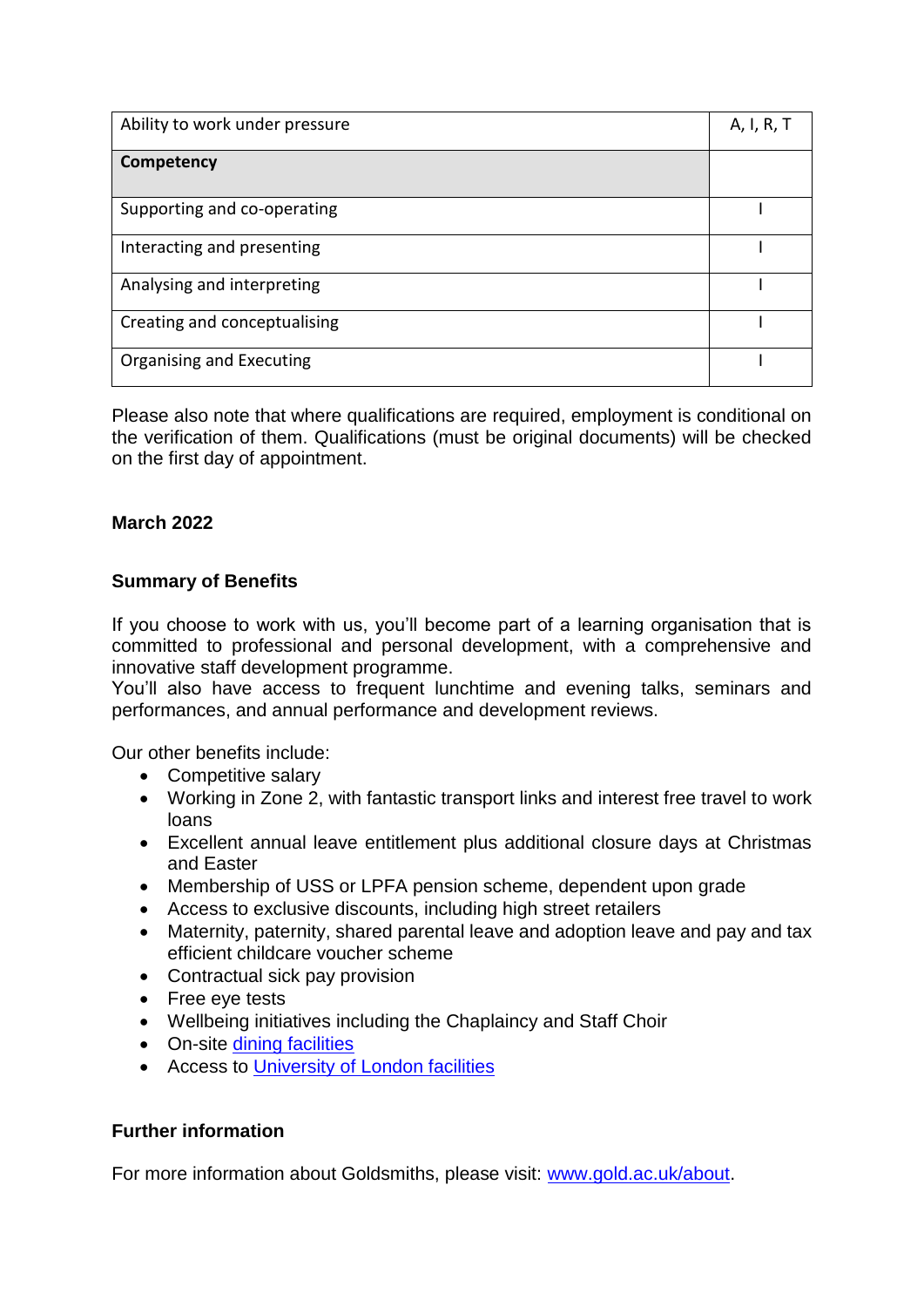| Ability to work under pressure | A, I, R, T |
| --- | --- |
| **Competency** | |
| Supporting and co-operating | I |
| Interacting and presenting | I |
| Analysing and interpreting | I |
| Creating and conceptualising | I |
| Organising and Executing | I |

Please also note that where qualifications are required, employment is conditional on the verification of them. Qualifications (must be original documents) will be checked on the first day of appointment.

**March 2022**

**Summary of Benefits**

If you choose to work with us, you'll become part of a learning organisation that is committed to professional and personal development, with a comprehensive and innovative staff development programme.
You'll also have access to frequent lunchtime and evening talks, seminars and performances, and annual performance and development reviews.

Our other benefits include:

- Competitive salary
- Working in Zone 2, with fantastic transport links and interest free travel to work loans
- Excellent annual leave entitlement plus additional closure days at Christmas and Easter
- Membership of USS or LPFA pension scheme, dependent upon grade
- Access to exclusive discounts, including high street retailers
- Maternity, paternity, shared parental leave and adoption leave and pay and tax efficient childcare voucher scheme
- Contractual sick pay provision
- Free eye tests
- Wellbeing initiatives including the Chaplaincy and Staff Choir
- On-site dining facilities
- Access to University of London facilities

**Further information**

For more information about Goldsmiths, please visit: www.gold.ac.uk/about.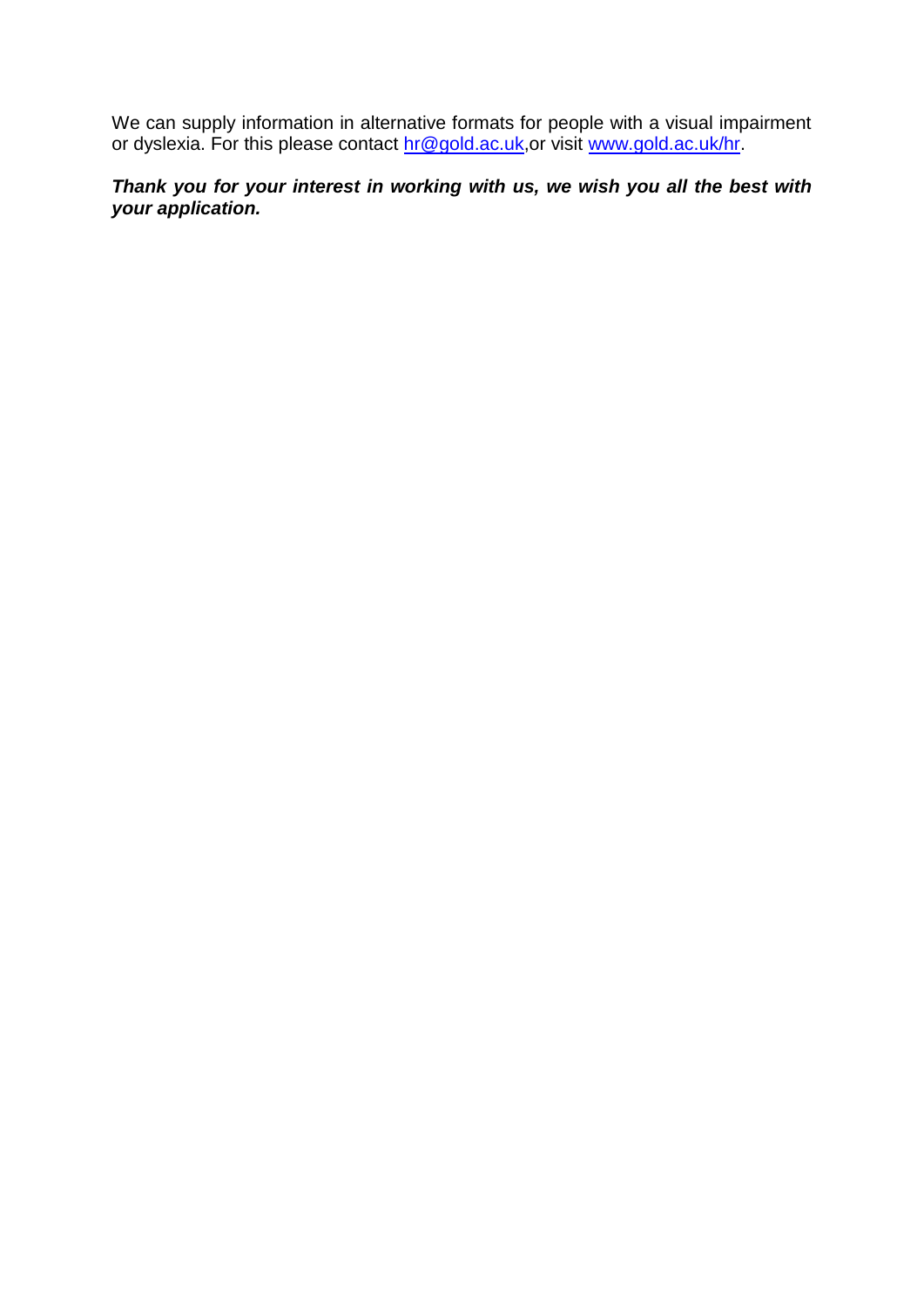We can supply information in alternative formats for people with a visual impairment or dyslexia. For this please contact hr@gold.ac.uk,or visit www.gold.ac.uk/hr.

***Thank you for your interest in working with us, we wish you all the best with your application.***